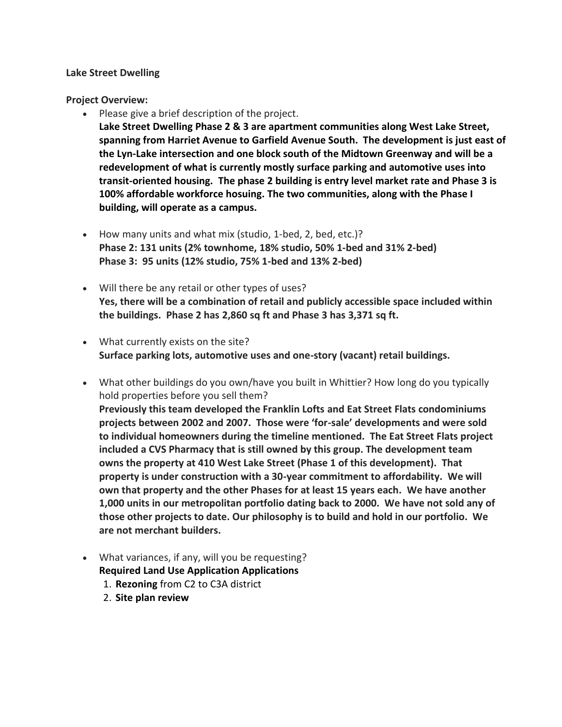**Lake Street Dwelling**

**Project Overview:**

- Please give a brief description of the project.
  **Lake Street Dwelling Phase 2 & 3 are apartment communities along West Lake Street, spanning from Harriet Avenue to Garfield Avenue South. The development is just east of the Lyn-Lake intersection and one block south of the Midtown Greenway and will be a redevelopment of what is currently mostly surface parking and automotive uses into transit-oriented housing. The phase 2 building is entry level market rate and Phase 3 is 100% affordable workforce hosuing. The two communities, along with the Phase I building, will operate as a campus.**

- How many units and what mix (studio, 1-bed, 2, bed, etc.)?
  **Phase 2: 131 units (2% townhome, 18% studio, 50% 1-bed and 31% 2-bed)**
  **Phase 3: 95 units (12% studio, 75% 1-bed and 13% 2-bed)**

- Will there be any retail or other types of uses?
  **Yes, there will be a combination of retail and publicly accessible space included within the buildings. Phase 2 has 2,860 sq ft and Phase 3 has 3,371 sq ft.**

- What currently exists on the site?
  **Surface parking lots, automotive uses and one-story (vacant) retail buildings.**

- What other buildings do you own/have you built in Whittier? How long do you typically hold properties before you sell them?
  **Previously this team developed the Franklin Lofts and Eat Street Flats condominiums projects between 2002 and 2007. Those were 'for-sale' developments and were sold to individual homeowners during the timeline mentioned. The Eat Street Flats project included a CVS Pharmacy that is still owned by this group. The development team owns the property at 410 West Lake Street (Phase 1 of this development). That property is under construction with a 30-year commitment to affordability. We will own that property and the other Phases for at least 15 years each. We have another 1,000 units in our metropolitan portfolio dating back to 2000. We have not sold any of those other projects to date. Our philosophy is to build and hold in our portfolio. We are not merchant builders.**

- What variances, if any, will you be requesting?
  **Required Land Use Application Applications**
  1. **Rezoning** from C2 to C3A district
  2. **Site plan review**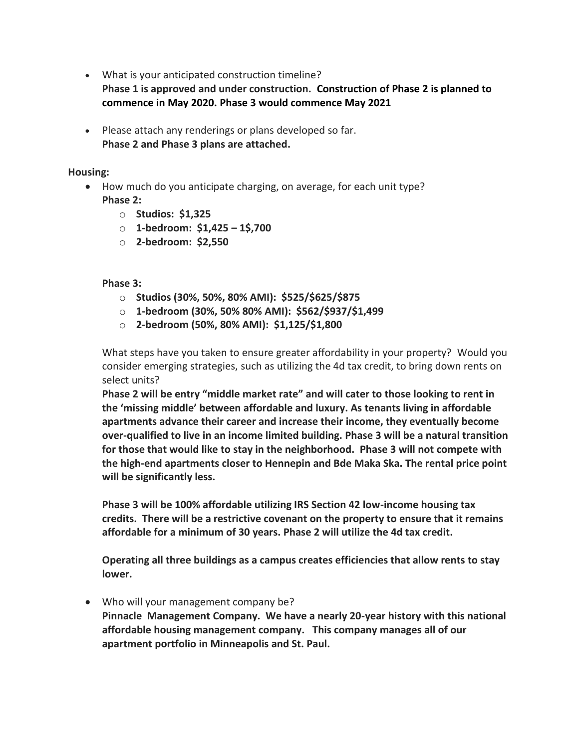- What is your anticipated construction timeline?
  **Phase 1 is approved and under construction. Construction of Phase 2 is planned to commence in May 2020. Phase 3 would commence May 2021**

- Please attach any renderings or plans developed so far.
  **Phase 2 and Phase 3 plans are attached.**

**Housing:**

- How much do you anticipate charging, on average, for each unit type?
  **Phase 2:**
  - **Studios: $1,325**
  - **1-bedroom: $1,425 – 1$,700**
  - **2-bedroom: $2,550**

  **Phase 3:**
  - **Studios (30%, 50%, 80% AMI): $525/$625/$875**
  - **1-bedroom (30%, 50% 80% AMI): $562/$937/$1,499**
  - **2-bedroom (50%, 80% AMI): $1,125/$1,800**

  What steps have you taken to ensure greater affordability in your property? Would you consider emerging strategies, such as utilizing the 4d tax credit, to bring down rents on select units?
  **Phase 2 will be entry "middle market rate" and will cater to those looking to rent in the 'missing middle' between affordable and luxury. As tenants living in affordable apartments advance their career and increase their income, they eventually become over-qualified to live in an income limited building. Phase 3 will be a natural transition for those that would like to stay in the neighborhood. Phase 3 will not compete with the high-end apartments closer to Hennepin and Bde Maka Ska. The rental price point will be significantly less.**

  **Phase 3 will be 100% affordable utilizing IRS Section 42 low-income housing tax credits. There will be a restrictive covenant on the property to ensure that it remains affordable for a minimum of 30 years. Phase 2 will utilize the 4d tax credit.**

  **Operating all three buildings as a campus creates efficiencies that allow rents to stay lower.**

- Who will your management company be?
  **Pinnacle Management Company. We have a nearly 20-year history with this national affordable housing management company. This company manages all of our apartment portfolio in Minneapolis and St. Paul.**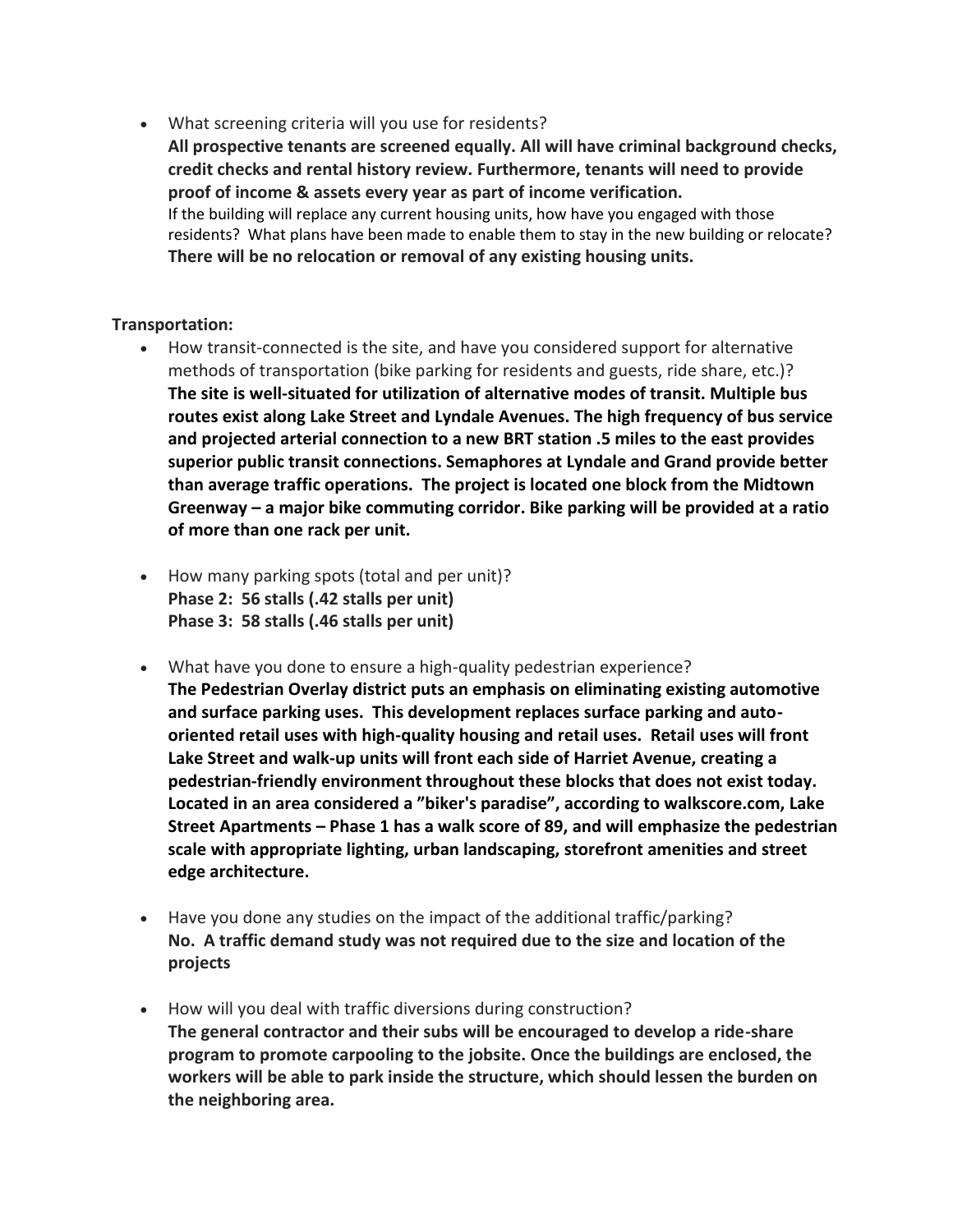- What screening criteria will you use for residents?
  **All prospective tenants are screened equally. All will have criminal background checks, credit checks and rental history review. Furthermore, tenants will need to provide proof of income & assets every year as part of income verification.**
  If the building will replace any current housing units, how have you engaged with those residents? What plans have been made to enable them to stay in the new building or relocate?
  **There will be no relocation or removal of any existing housing units.**

**Transportation:**

- How transit-connected is the site, and have you considered support for alternative methods of transportation (bike parking for residents and guests, ride share, etc.)?
  **The site is well-situated for utilization of alternative modes of transit. Multiple bus routes exist along Lake Street and Lyndale Avenues. The high frequency of bus service and projected arterial connection to a new BRT station .5 miles to the east provides superior public transit connections. Semaphores at Lyndale and Grand provide better than average traffic operations. The project is located one block from the Midtown Greenway – a major bike commuting corridor. Bike parking will be provided at a ratio of more than one rack per unit.**

- How many parking spots (total and per unit)?
  **Phase 2: 56 stalls (.42 stalls per unit)**
  **Phase 3: 58 stalls (.46 stalls per unit)**

- What have you done to ensure a high-quality pedestrian experience?
  **The Pedestrian Overlay district puts an emphasis on eliminating existing automotive and surface parking uses. This development replaces surface parking and auto-oriented retail uses with high-quality housing and retail uses. Retail uses will front Lake Street and walk-up units will front each side of Harriet Avenue, creating a pedestrian-friendly environment throughout these blocks that does not exist today. Located in an area considered a "biker's paradise", according to walkscore.com, Lake Street Apartments – Phase 1 has a walk score of 89, and will emphasize the pedestrian scale with appropriate lighting, urban landscaping, storefront amenities and street edge architecture.**

- Have you done any studies on the impact of the additional traffic/parking?
  **No. A traffic demand study was not required due to the size and location of the projects**

- How will you deal with traffic diversions during construction?
  **The general contractor and their subs will be encouraged to develop a ride-share program to promote carpooling to the jobsite. Once the buildings are enclosed, the workers will be able to park inside the structure, which should lessen the burden on the neighboring area.**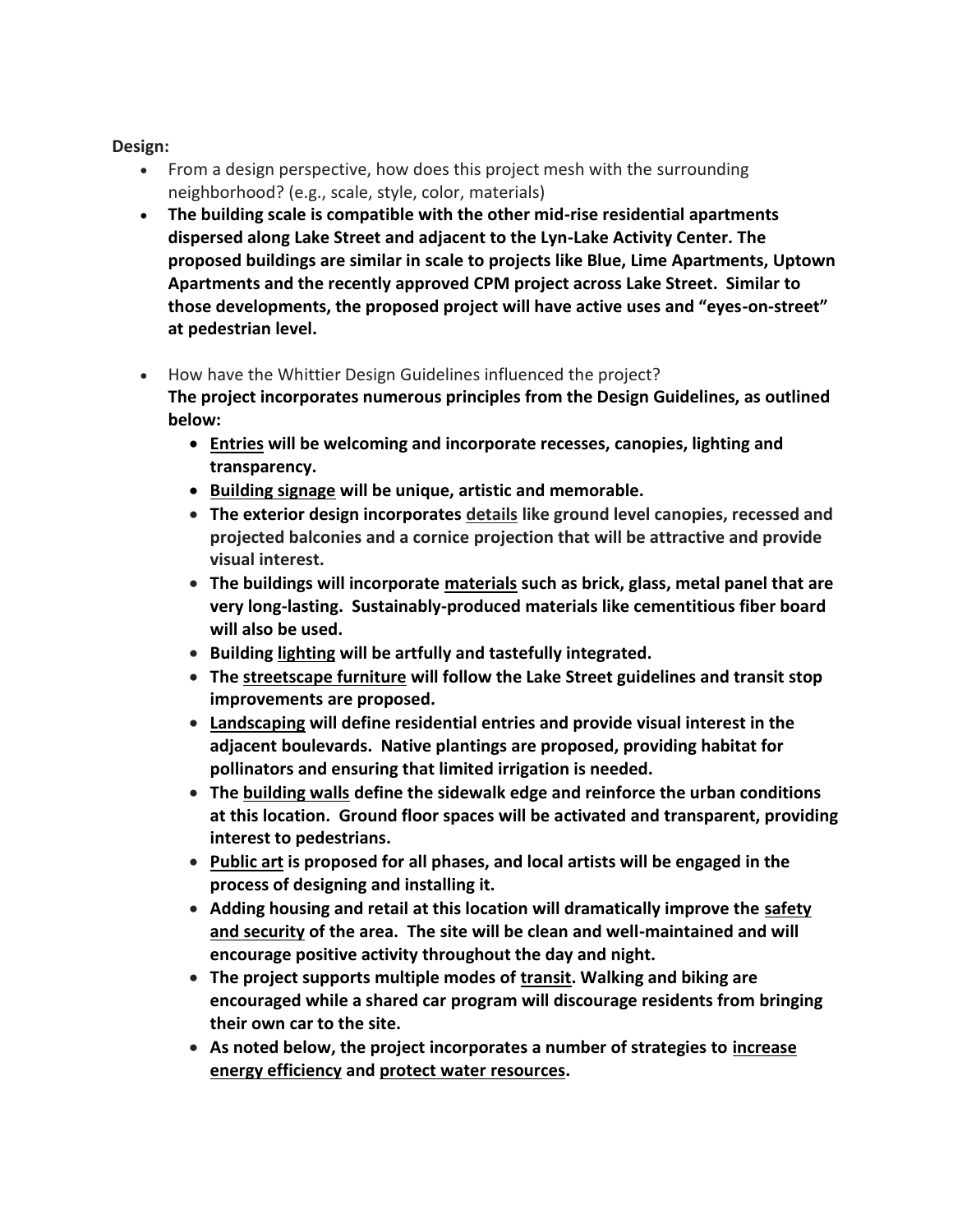**Design:**

- From a design perspective, how does this project mesh with the surrounding neighborhood? (e.g., scale, style, color, materials)
- **The building scale is compatible with the other mid-rise residential apartments dispersed along Lake Street and adjacent to the Lyn-Lake Activity Center. The proposed buildings are similar in scale to projects like Blue, Lime Apartments, Uptown Apartments and the recently approved CPM project across Lake Street. Similar to those developments, the proposed project will have active uses and "eyes-on-street" at pedestrian level.**
- How have the Whittier Design Guidelines influenced the project?
  **The project incorporates numerous principles from the Design Guidelines, as outlined below:**
  - **<u>Entries</u> will be welcoming and incorporate recesses, canopies, lighting and transparency.**
  - **<u>Building signage</u> will be unique, artistic and memorable.**
  - **The exterior design incorporates <u>details</u> like ground level canopies, recessed and projected balconies and a cornice projection that will be attractive and provide visual interest.**
  - **The buildings will incorporate <u>materials</u> such as brick, glass, metal panel that are very long-lasting. Sustainably-produced materials like cementitious fiber board will also be used.**
  - **Building <u>lighting</u> will be artfully and tastefully integrated.**
  - **The <u>streetscape furniture</u> will follow the Lake Street guidelines and transit stop improvements are proposed.**
  - **<u>Landscaping</u> will define residential entries and provide visual interest in the adjacent boulevards. Native plantings are proposed, providing habitat for pollinators and ensuring that limited irrigation is needed.**
  - **The <u>building walls</u> define the sidewalk edge and reinforce the urban conditions at this location. Ground floor spaces will be activated and transparent, providing interest to pedestrians.**
  - **<u>Public art</u> is proposed for all phases, and local artists will be engaged in the process of designing and installing it.**
  - **Adding housing and retail at this location will dramatically improve the <u>safety and security</u> of the area. The site will be clean and well-maintained and will encourage positive activity throughout the day and night.**
  - **The project supports multiple modes of <u>transit</u>. Walking and biking are encouraged while a shared car program will discourage residents from bringing their own car to the site.**
  - **As noted below, the project incorporates a number of strategies to <u>increase energy efficiency</u> and <u>protect water resources</u>.**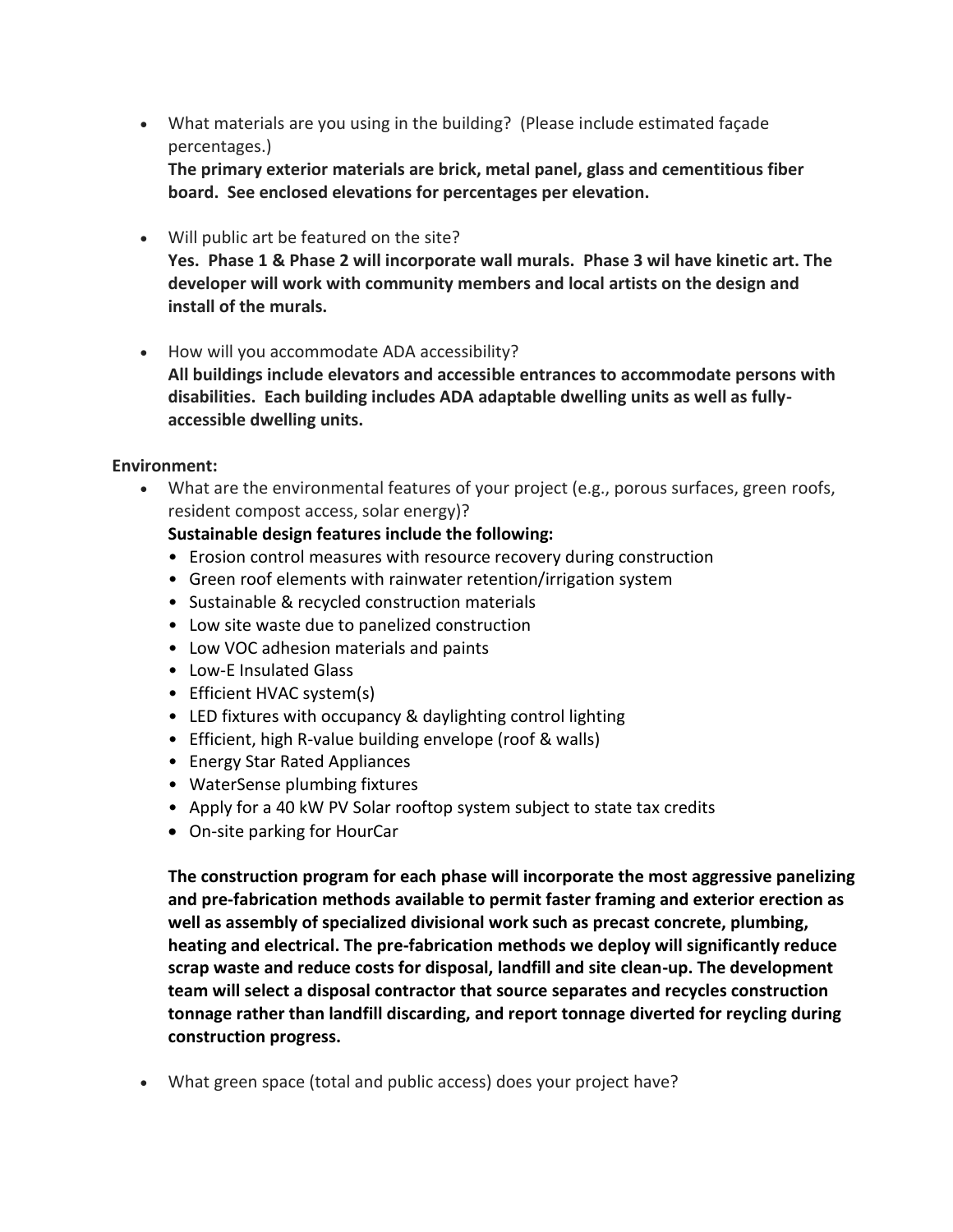- What materials are you using in the building? (Please include estimated façade percentages.)
  **The primary exterior materials are brick, metal panel, glass and cementitious fiber board. See enclosed elevations for percentages per elevation.**

- Will public art be featured on the site?
  **Yes. Phase 1 & Phase 2 will incorporate wall murals. Phase 3 wil have kinetic art. The developer will work with community members and local artists on the design and install of the murals.**

- How will you accommodate ADA accessibility?
  **All buildings include elevators and accessible entrances to accommodate persons with disabilities. Each building includes ADA adaptable dwelling units as well as fully-accessible dwelling units.**

**Environment:**

- What are the environmental features of your project (e.g., porous surfaces, green roofs, resident compost access, solar energy)?
  **Sustainable design features include the following:**
  - Erosion control measures with resource recovery during construction
  - Green roof elements with rainwater retention/irrigation system
  - Sustainable & recycled construction materials
  - Low site waste due to panelized construction
  - Low VOC adhesion materials and paints
  - Low-E Insulated Glass
  - Efficient HVAC system(s)
  - LED fixtures with occupancy & daylighting control lighting
  - Efficient, high R-value building envelope (roof & walls)
  - Energy Star Rated Appliances
  - WaterSense plumbing fixtures
  - Apply for a 40 kW PV Solar rooftop system subject to state tax credits
  - On-site parking for HourCar

  **The construction program for each phase will incorporate the most aggressive panelizing and pre-fabrication methods available to permit faster framing and exterior erection as well as assembly of specialized divisional work such as precast concrete, plumbing, heating and electrical. The pre-fabrication methods we deploy will significantly reduce scrap waste and reduce costs for disposal, landfill and site clean-up. The development team will select a disposal contractor that source separates and recycles construction tonnage rather than landfill discarding, and report tonnage diverted for reycling during construction progress.**

- What green space (total and public access) does your project have?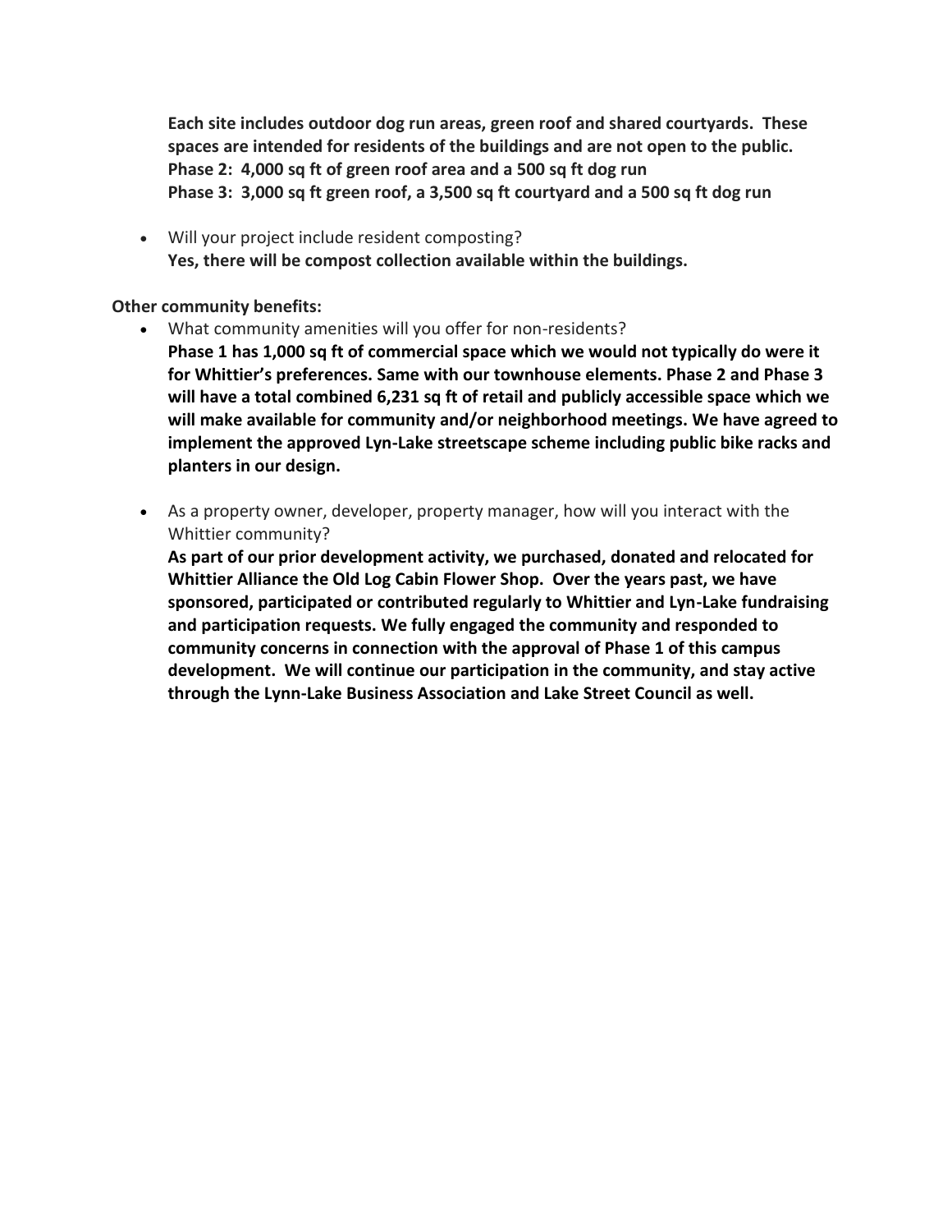**Each site includes outdoor dog run areas, green roof and shared courtyards. These spaces are intended for residents of the buildings and are not open to the public.**
**Phase 2: 4,000 sq ft of green roof area and a 500 sq ft dog run**
**Phase 3: 3,000 sq ft green roof, a 3,500 sq ft courtyard and a 500 sq ft dog run**

- Will your project include resident composting?
  **Yes, there will be compost collection available within the buildings.**

**Other community benefits:**

- What community amenities will you offer for non-residents?
  **Phase 1 has 1,000 sq ft of commercial space which we would not typically do were it for Whittier's preferences. Same with our townhouse elements. Phase 2 and Phase 3 will have a total combined 6,231 sq ft of retail and publicly accessible space which we will make available for community and/or neighborhood meetings. We have agreed to implement the approved Lyn-Lake streetscape scheme including public bike racks and planters in our design.**

- As a property owner, developer, property manager, how will you interact with the Whittier community?
  **As part of our prior development activity, we purchased, donated and relocated for Whittier Alliance the Old Log Cabin Flower Shop. Over the years past, we have sponsored, participated or contributed regularly to Whittier and Lyn-Lake fundraising and participation requests. We fully engaged the community and responded to community concerns in connection with the approval of Phase 1 of this campus development. We will continue our participation in the community, and stay active through the Lynn-Lake Business Association and Lake Street Council as well.**